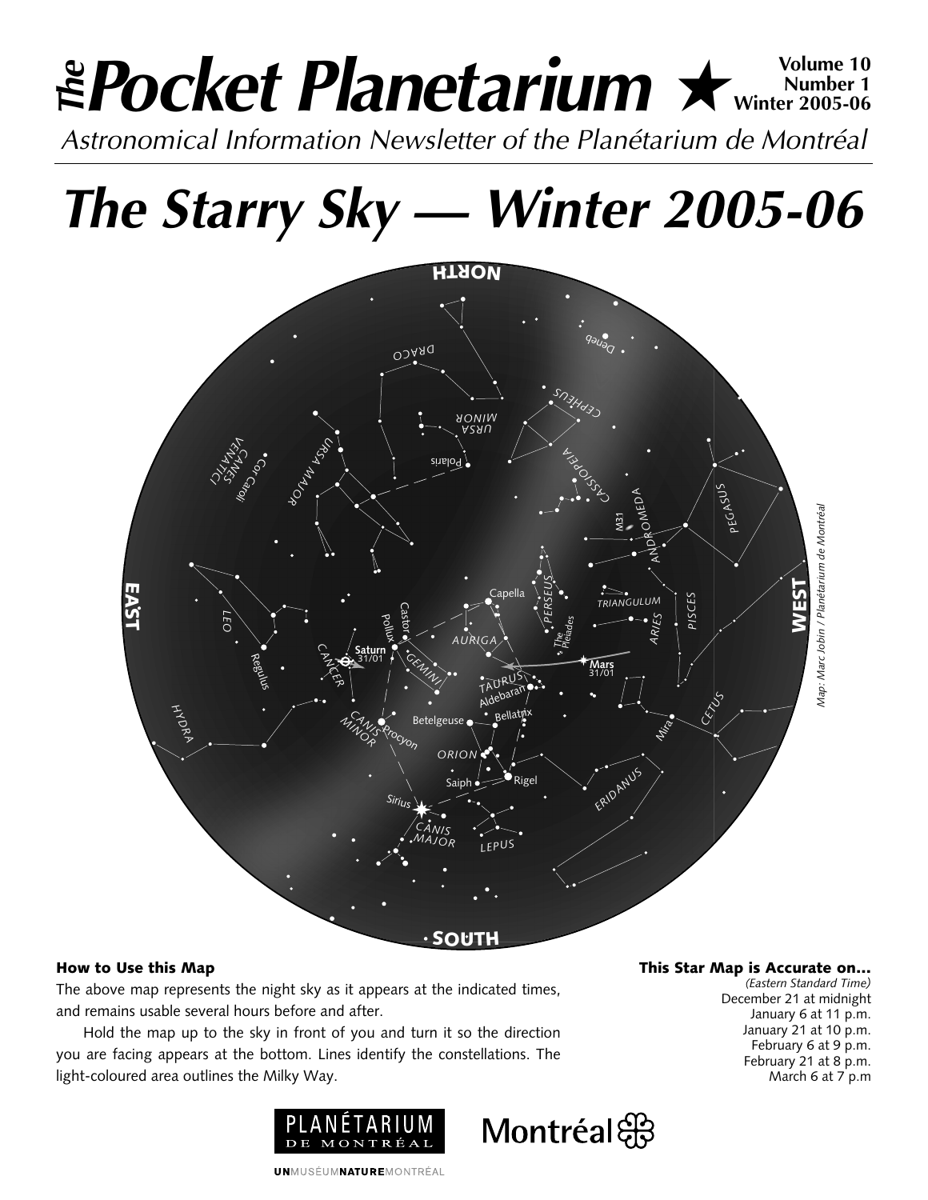# *The* Pocket Planetarium ★

**Volume 10**
**Number 1**
**Winter 2005-06**

*Astronomical Information Newsletter of the Planétarium de Montréal*

# *The Starry Sky — Winter 2005-06*

*Map: Marc Jobin / Planétarium de Montréal*

### How to Use this Map

The above map represents the night sky as it appears at the indicated times, and remains usable several hours before and after.

Hold the map up to the sky in front of you and turn it so the direction you are facing appears at the bottom. Lines identify the constellations. The light-coloured area outlines the Milky Way.

### This Star Map is Accurate on…

*(Eastern Standard Time)*

December 21 at midnight
January 6 at 11 p.m.
January 21 at 10 p.m.
February 6 at 9 p.m.
February 21 at 8 p.m.
March 6 at 7 p.m

PLANÉTARIUM DE MONTRÉAL — Montréal

UNMUSÉUMNATUREMONTRÉAL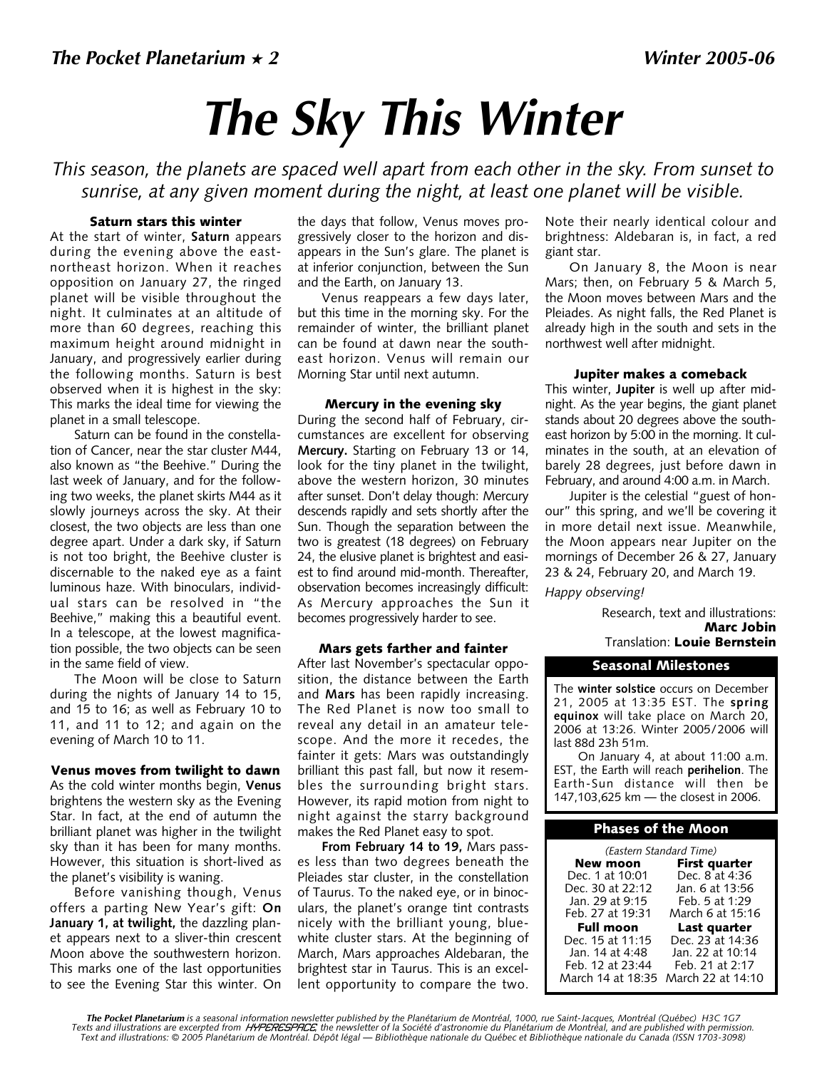# The Sky This Winter

*This season, the planets are spaced well apart from each other in the sky. From sunset to sunrise, at any given moment during the night, at least one planet will be visible.*

### Saturn stars this winter

At the start of winter, **Saturn** appears during the evening above the east-northeast horizon. When it reaches opposition on January 27, the ringed planet will be visible throughout the night. It culminates at an altitude of more than 60 degrees, reaching this maximum height around midnight in January, and progressively earlier during the following months. Saturn is best observed when it is highest in the sky: This marks the ideal time for viewing the planet in a small telescope.

Saturn can be found in the constellation of Cancer, near the star cluster M44, also known as "the Beehive." During the last week of January, and for the following two weeks, the planet skirts M44 as it slowly journeys across the sky. At their closest, the two objects are less than one degree apart. Under a dark sky, if Saturn is not too bright, the Beehive cluster is discernable to the naked eye as a faint luminous haze. With binoculars, individual stars can be resolved in "the Beehive," making this a beautiful event. In a telescope, at the lowest magnification possible, the two objects can be seen in the same field of view.

The Moon will be close to Saturn during the nights of January 14 to 15, and 15 to 16; as well as February 10 to 11, and 11 to 12; and again on the evening of March 10 to 11.

### Venus moves from twilight to dawn

As the cold winter months begin, **Venus** brightens the western sky as the Evening Star. In fact, at the end of autumn the brilliant planet was higher in the twilight sky than it has been for many months. However, this situation is short-lived as the planet's visibility is waning.

Before vanishing though, Venus offers a parting New Year's gift: **On January 1, at twilight,** the dazzling planet appears next to a sliver-thin crescent Moon above the southwestern horizon. This marks one of the last opportunities to see the Evening Star this winter. On the days that follow, Venus moves progressively closer to the horizon and disappears in the Sun's glare. The planet is at inferior conjunction, between the Sun and the Earth, on January 13.

Venus reappears a few days later, but this time in the morning sky. For the remainder of winter, the brilliant planet can be found at dawn near the southeast horizon. Venus will remain our Morning Star until next autumn.

### Mercury in the evening sky

During the second half of February, circumstances are excellent for observing **Mercury.** Starting on February 13 or 14, look for the tiny planet in the twilight, above the western horizon, 30 minutes after sunset. Don't delay though: Mercury descends rapidly and sets shortly after the Sun. Though the separation between the two is greatest (18 degrees) on February 24, the elusive planet is brightest and easiest to find around mid-month. Thereafter, observation becomes increasingly difficult: As Mercury approaches the Sun it becomes progressively harder to see.

### Mars gets farther and fainter

After last November's spectacular opposition, the distance between the Earth and **Mars** has been rapidly increasing. The Red Planet is now too small to reveal any detail in an amateur telescope. And the more it recedes, the fainter it gets: Mars was outstandingly brilliant this past fall, but now it resembles the surrounding bright stars. However, its rapid motion from night to night against the starry background makes the Red Planet easy to spot.

**From February 14 to 19,** Mars passes less than two degrees beneath the Pleiades star cluster, in the constellation of Taurus. To the naked eye, or in binoculars, the planet's orange tint contrasts nicely with the brilliant young, blue-white cluster stars. At the beginning of March, Mars approaches Aldebaran, the brightest star in Taurus. This is an excellent opportunity to compare the two. Note their nearly identical colour and brightness: Aldebaran is, in fact, a red giant star.

On January 8, the Moon is near Mars; then, on February 5 & March 5, the Moon moves between Mars and the Pleiades. As night falls, the Red Planet is already high in the south and sets in the northwest well after midnight.

### Jupiter makes a comeback

This winter, **Jupiter** is well up after midnight. As the year begins, the giant planet stands about 20 degrees above the southeast horizon by 5:00 in the morning. It culminates in the south, at an elevation of barely 28 degrees, just before dawn in February, and around 4:00 a.m. in March.

Jupiter is the celestial "guest of honour" this spring, and we'll be covering it in more detail next issue. Meanwhile, the Moon appears near Jupiter on the mornings of December 26 & 27, January 23 & 24, February 20, and March 19.

*Happy observing!*

Research, text and illustrations: **Marc Jobin**
Translation: **Louie Bernstein**

### Seasonal Milestones

The **winter solstice** occurs on December 21, 2005 at 13:35 EST. The **spring equinox** will take place on March 20, 2006 at 13:26. Winter 2005/2006 will last 88d 23h 51m.

On January 4, at about 11:00 a.m. EST, the Earth will reach **perihelion**. The Earth-Sun distance will then be 147,103,625 km — the closest in 2006.

### Phases of the Moon

*(Eastern Standard Time)*

| New moon | First quarter |
|---|---|
| Dec. 1 at 10:01 | Dec. 8 at 4:36 |
| Dec. 30 at 22:12 | Jan. 6 at 13:56 |
| Jan. 29 at 9:15 | Feb. 5 at 1:29 |
| Feb. 27 at 19:31 | March 6 at 15:16 |
| **Full moon** | **Last quarter** |
| Dec. 15 at 11:15 | Dec. 23 at 14:36 |
| Jan. 14 at 4:48 | Jan. 22 at 10:14 |
| Feb. 12 at 23:44 | Feb. 21 at 2:17 |
| March 14 at 18:35 | March 22 at 14:10 |

*The Pocket Planetarium is a seasonal information newsletter published by the Planétarium de Montréal, 1000, rue Saint-Jacques, Montréal (Québec) H3C 1G7*
*Texts and illustrations are excerpted from HYPERESPACE, the newsletter of la Société d'astronomie du Planétarium de Montréal, and are published with permission.*
*Text and illustrations: © 2005 Planétarium de Montréal. Dépôt légal — Bibliothèque nationale du Québec et Bibliothèque nationale du Canada (ISSN 1703-3098)*